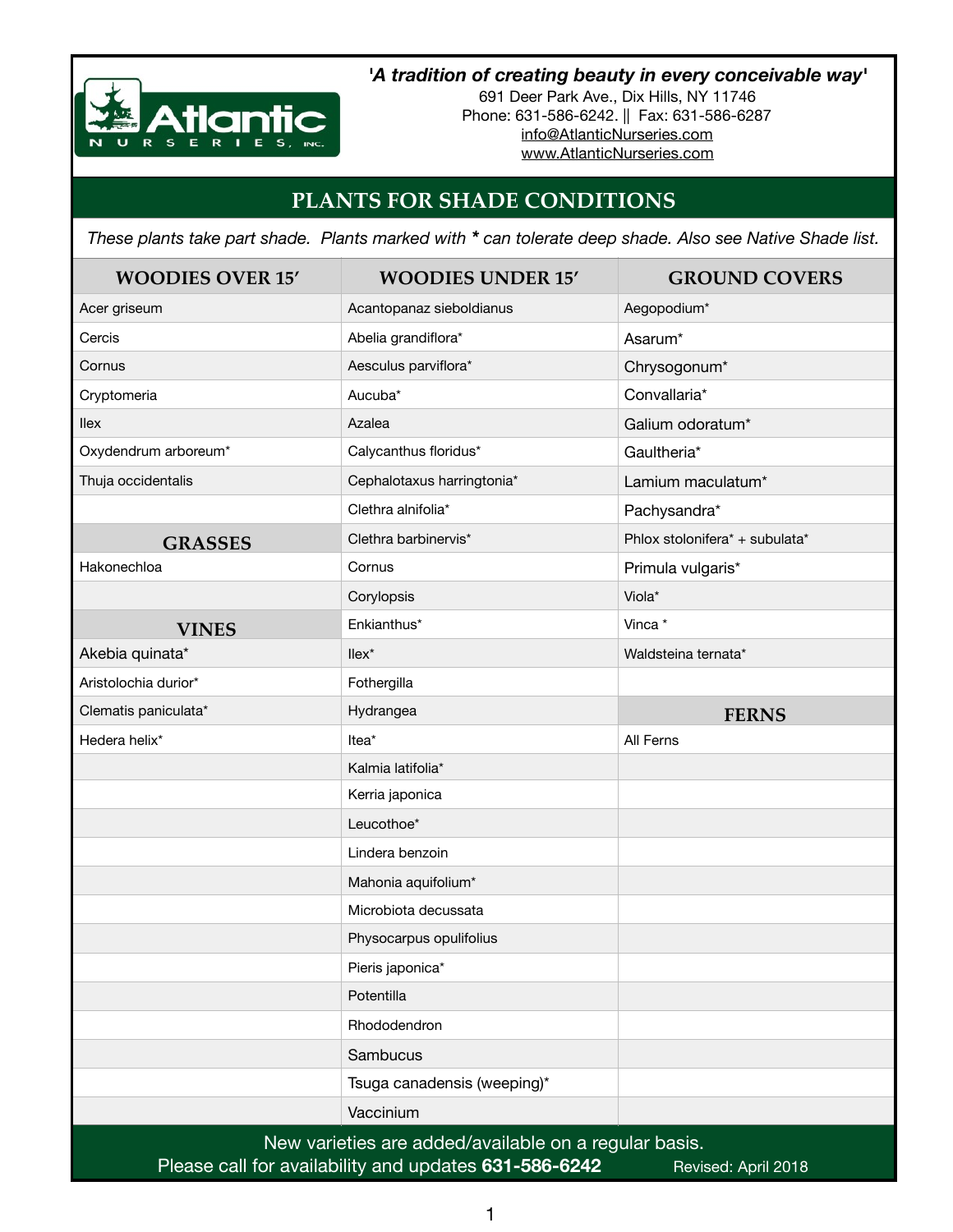Atlantic Nurseries, Inc.

***'A tradition of creating beauty in every conceivable way'***

691 Deer Park Ave., Dix Hills, NY 11746
Phone: 631-586-6242. || Fax: 631-586-6287
info@AtlanticNurseries.com
www.AtlanticNurseries.com

# PLANTS FOR SHADE CONDITIONS

*These plants take part shade. Plants marked with * can tolerate deep shade. Also see Native Shade list.*

| WOODIES OVER 15' | WOODIES UNDER 15' | GROUND COVERS |
|---|---|---|
| Acer griseum | Acantopanaz sieboldianus | Aegopodium* |
| Cercis | Abelia grandiflora* | Asarum* |
| Cornus | Aesculus parviflora* | Chrysogonum* |
| Cryptomeria | Aucuba* | Convallaria* |
| Ilex | Azalea | Galium odoratum* |
| Oxydendrum arboreum* | Calycanthus floridus* | Gaultheria* |
| Thuja occidentalis | Cephalotaxus harringtonia* | Lamium maculatum* |
| | Clethra alnifolia* | Pachysandra* |
| **GRASSES** | Clethra barbinervis* | Phlox stolonifera* + subulata* |
| Hakonechloa | Cornus | Primula vulgaris* |
| | Corylopsis | Viola* |
| **VINES** | Enkianthus* | Vinca * |
| Akebia quinata* | Ilex* | Waldsteina ternata* |
| Aristolochia durior* | Fothergilla | |
| Clematis paniculata* | Hydrangea | **FERNS** |
| Hedera helix* | Itea* | All Ferns |
| | Kalmia latifolia* | |
| | Kerria japonica | |
| | Leucothoe* | |
| | Lindera benzoin | |
| | Mahonia aquifolium* | |
| | Microbiota decussata | |
| | Physocarpus opulifolius | |
| | Pieris japonica* | |
| | Potentilla | |
| | Rhododendron | |
| | Sambucus | |
| | Tsuga canadensis (weeping)* | |
| | Vaccinium | |

New varieties are added/available on a regular basis.
Please call for availability and updates **631-586-6242** Revised: April 2018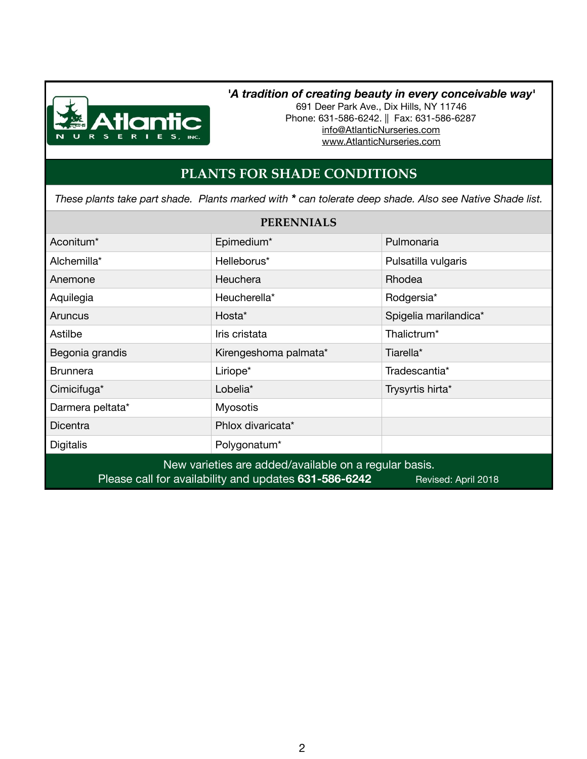'*A tradition of creating beauty in every conceivable way*'

691 Deer Park Ave., Dix Hills, NY 11746
Phone: 631-586-6242. || Fax: 631-586-6287
info@AtlanticNurseries.com
www.AtlanticNurseries.com

## PLANTS FOR SHADE CONDITIONS

*These plants take part shade. Plants marked with * can tolerate deep shade. Also see Native Shade list.*

### PERENNIALS

| | | |
|---|---|---|
| Aconitum* | Epimedium* | Pulmonaria |
| Alchemilla* | Helleborus* | Pulsatilla vulgaris |
| Anemone | Heuchera | Rhodea |
| Aquilegia | Heucherella* | Rodgersia* |
| Aruncus | Hosta* | Spigelia marilandica* |
| Astilbe | Iris cristata | Thalictrum* |
| Begonia grandis | Kirengeshoma palmata* | Tiarella* |
| Brunnera | Liriope* | Tradescantia* |
| Cimicifuga* | Lobelia* | Trysyrtis hirta* |
| Darmera peltata* | Myosotis | |
| Dicentra | Phlox divaricata* | |
| Digitalis | Polygonatum* | |

New varieties are added/available on a regular basis.
Please call for availability and updates **631-586-6242** Revised: April 2018